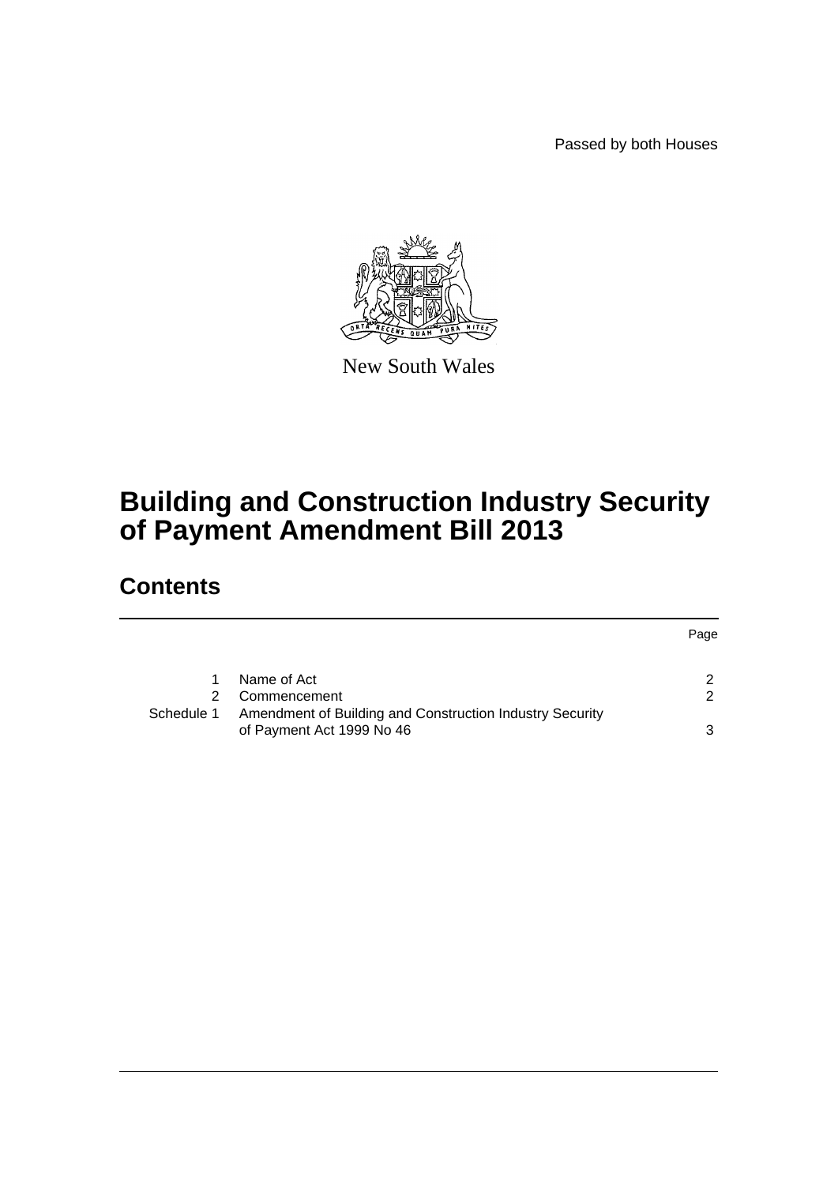Passed by both Houses

New South Wales

# Building and Construction Industry Security of Payment Amendment Bill 2013

## Contents

| | | Page |
|---|---|---|
| 1 | Name of Act | 2 |
| 2 | Commencement | 2 |
| Schedule 1 | Amendment of Building and Construction Industry Security of Payment Act 1999 No 46 | 3 |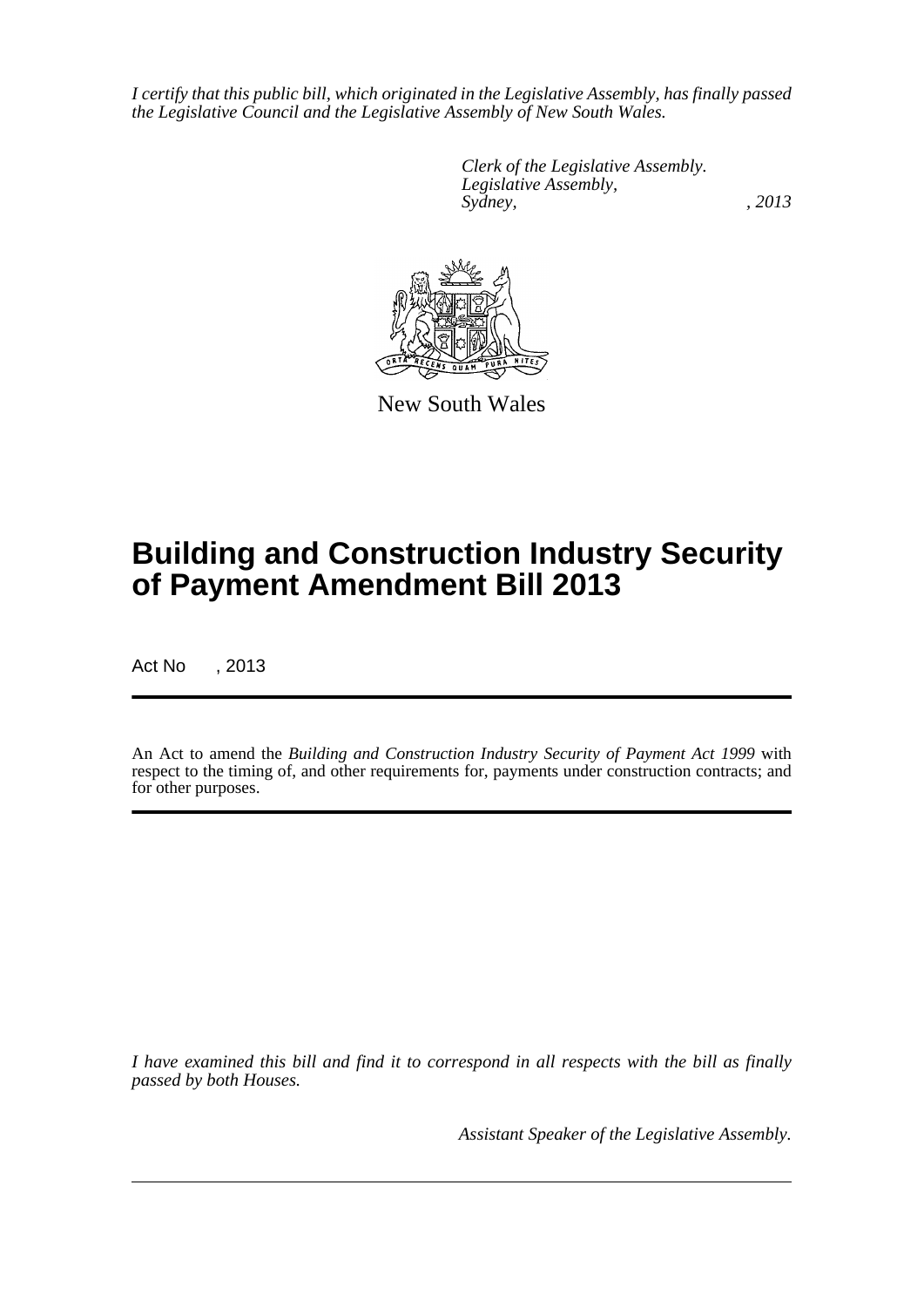*I certify that this public bill, which originated in the Legislative Assembly, has finally passed the Legislative Council and the Legislative Assembly of New South Wales.*

*Clerk of the Legislative Assembly.*
*Legislative Assembly,*
*Sydney, , 2013*

New South Wales

# Building and Construction Industry Security of Payment Amendment Bill 2013

Act No , 2013

An Act to amend the *Building and Construction Industry Security of Payment Act 1999* with respect to the timing of, and other requirements for, payments under construction contracts; and for other purposes.

*I have examined this bill and find it to correspond in all respects with the bill as finally passed by both Houses.*

*Assistant Speaker of the Legislative Assembly.*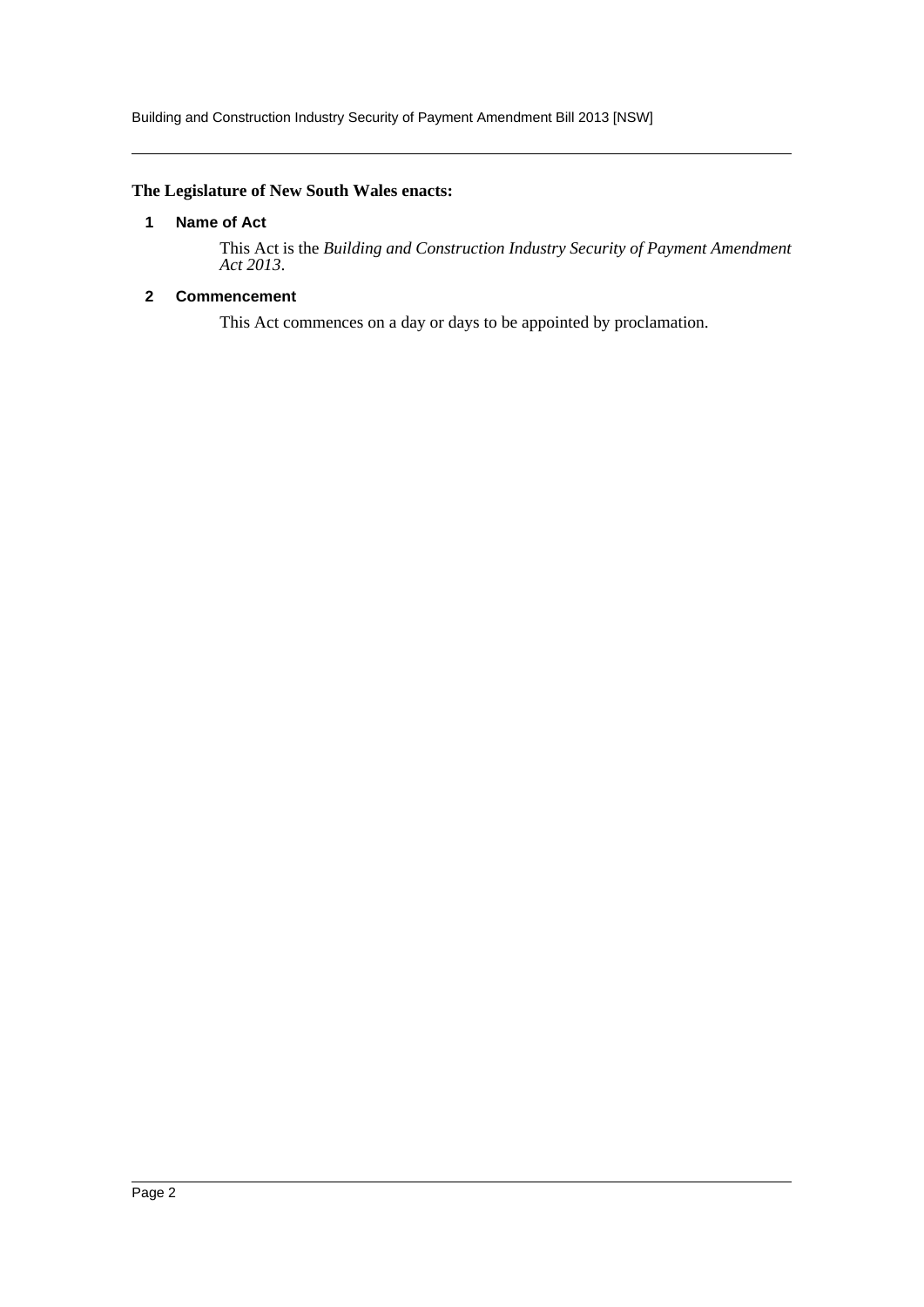**The Legislature of New South Wales enacts:**

### 1 Name of Act

This Act is the *Building and Construction Industry Security of Payment Amendment Act 2013*.

### 2 Commencement

This Act commences on a day or days to be appointed by proclamation.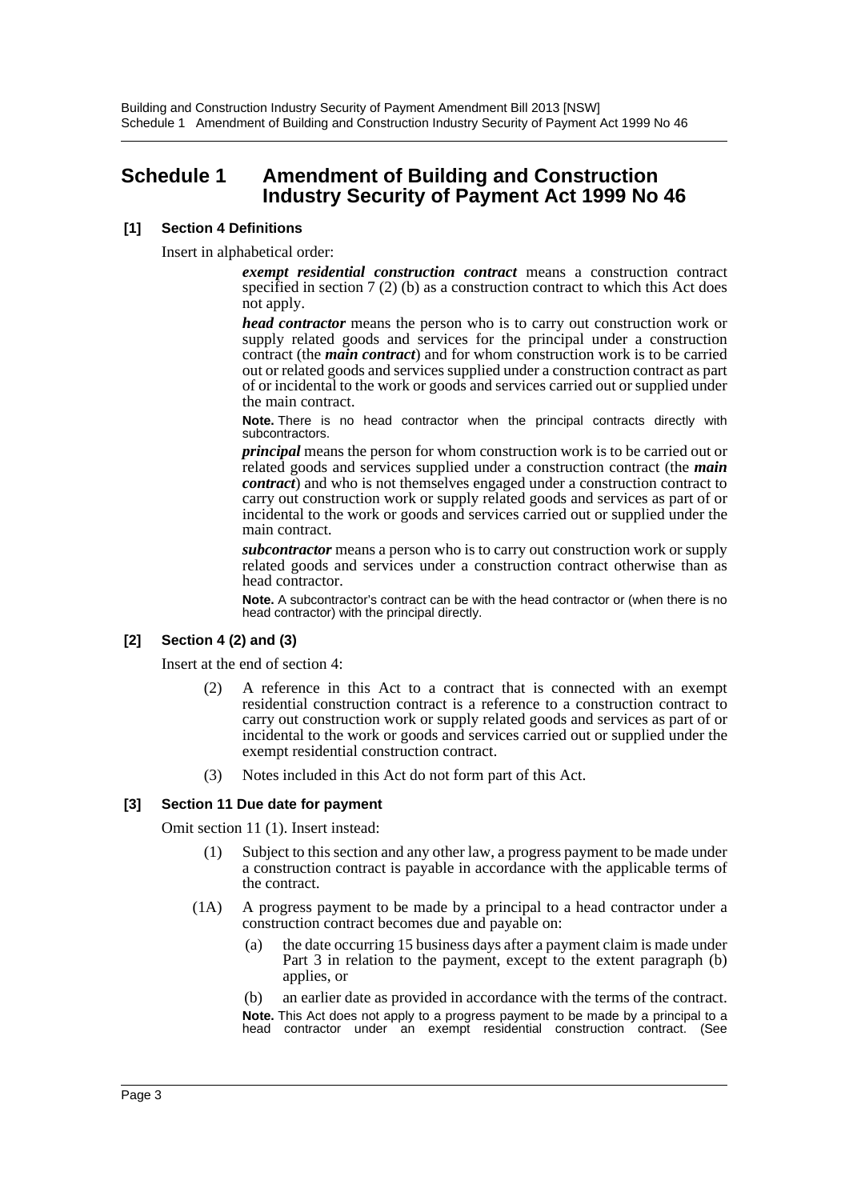# Schedule 1 Amendment of Building and Construction Industry Security of Payment Act 1999 No 46

**[1] Section 4 Definitions**

Insert in alphabetical order:

> ***exempt residential construction contract*** means a construction contract specified in section 7 (2) (b) as a construction contract to which this Act does not apply.
>
> ***head contractor*** means the person who is to carry out construction work or supply related goods and services for the principal under a construction contract (the ***main contract***) and for whom construction work is to be carried out or related goods and services supplied under a construction contract as part of or incidental to the work or goods and services carried out or supplied under the main contract.
>
> **Note.** There is no head contractor when the principal contracts directly with subcontractors.
>
> ***principal*** means the person for whom construction work is to be carried out or related goods and services supplied under a construction contract (the ***main contract***) and who is not themselves engaged under a construction contract to carry out construction work or supply related goods and services as part of or incidental to the work or goods and services carried out or supplied under the main contract.
>
> ***subcontractor*** means a person who is to carry out construction work or supply related goods and services under a construction contract otherwise than as head contractor.
>
> **Note.** A subcontractor's contract can be with the head contractor or (when there is no head contractor) with the principal directly.

**[2] Section 4 (2) and (3)**

Insert at the end of section 4:

> (2) A reference in this Act to a contract that is connected with an exempt residential construction contract is a reference to a construction contract to carry out construction work or supply related goods and services as part of or incidental to the work or goods and services carried out or supplied under the exempt residential construction contract.
>
> (3) Notes included in this Act do not form part of this Act.

**[3] Section 11 Due date for payment**

Omit section 11 (1). Insert instead:

> (1) Subject to this section and any other law, a progress payment to be made under a construction contract is payable in accordance with the applicable terms of the contract.
>
> (1A) A progress payment to be made by a principal to a head contractor under a construction contract becomes due and payable on:
>
> (a) the date occurring 15 business days after a payment claim is made under Part 3 in relation to the payment, except to the extent paragraph (b) applies, or
>
> (b) an earlier date as provided in accordance with the terms of the contract.
>
> **Note.** This Act does not apply to a progress payment to be made by a principal to a head contractor under an exempt residential construction contract. (See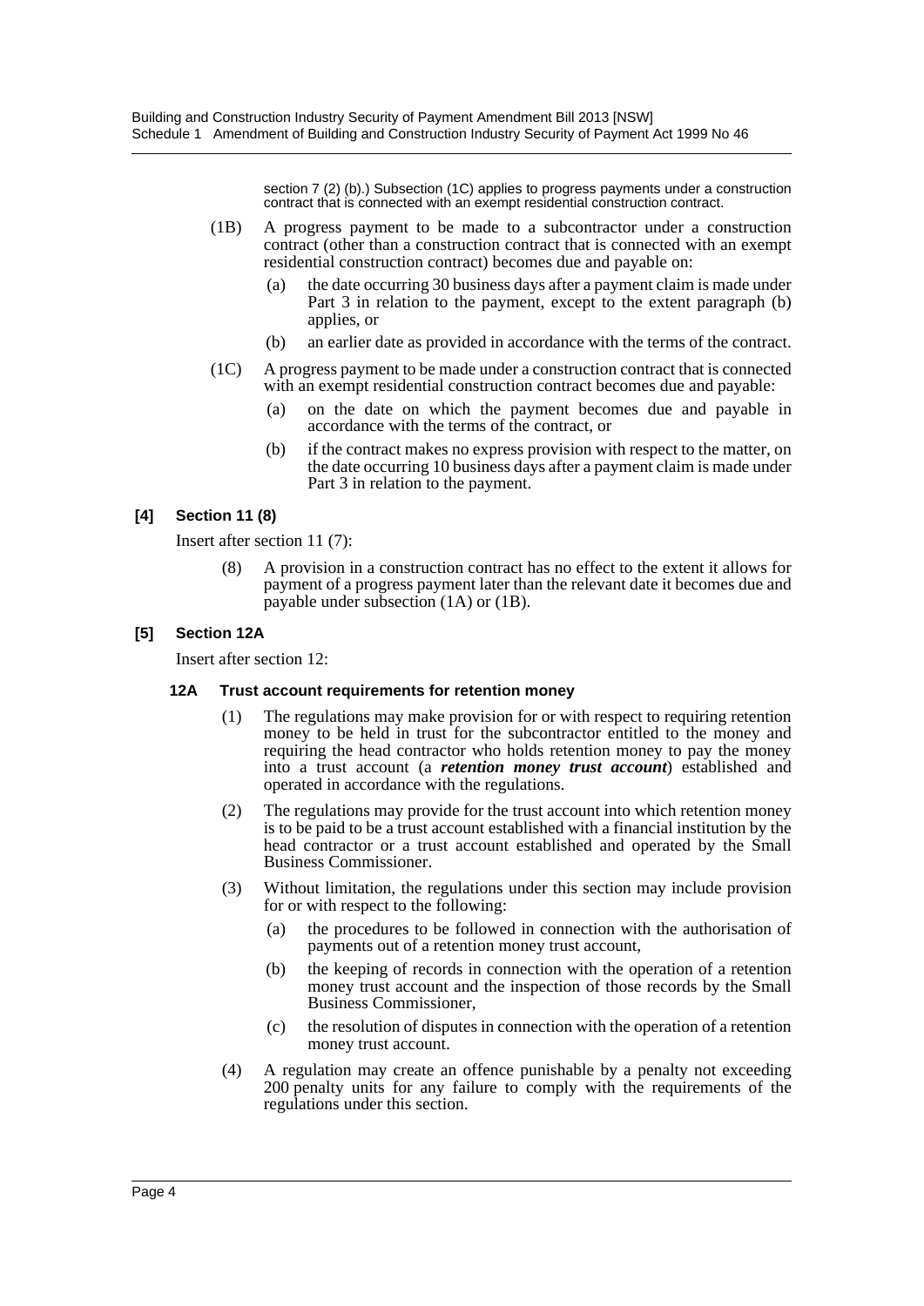section 7 (2) (b).) Subsection (1C) applies to progress payments under a construction contract that is connected with an exempt residential construction contract.

(1B) A progress payment to be made to a subcontractor under a construction contract (other than a construction contract that is connected with an exempt residential construction contract) becomes due and payable on:

(a) the date occurring 30 business days after a payment claim is made under Part 3 in relation to the payment, except to the extent paragraph (b) applies, or

(b) an earlier date as provided in accordance with the terms of the contract.

(1C) A progress payment to be made under a construction contract that is connected with an exempt residential construction contract becomes due and payable:

(a) on the date on which the payment becomes due and payable in accordance with the terms of the contract, or

(b) if the contract makes no express provision with respect to the matter, on the date occurring 10 business days after a payment claim is made under Part 3 in relation to the payment.

### [4] Section 11 (8)

Insert after section 11 (7):

(8) A provision in a construction contract has no effect to the extent it allows for payment of a progress payment later than the relevant date it becomes due and payable under subsection (1A) or (1B).

### [5] Section 12A

Insert after section 12:

#### 12A Trust account requirements for retention money

(1) The regulations may make provision for or with respect to requiring retention money to be held in trust for the subcontractor entitled to the money and requiring the head contractor who holds retention money to pay the money into a trust account (a ***retention money trust account***) established and operated in accordance with the regulations.

(2) The regulations may provide for the trust account into which retention money is to be paid to be a trust account established with a financial institution by the head contractor or a trust account established and operated by the Small Business Commissioner.

(3) Without limitation, the regulations under this section may include provision for or with respect to the following:

(a) the procedures to be followed in connection with the authorisation of payments out of a retention money trust account,

(b) the keeping of records in connection with the operation of a retention money trust account and the inspection of those records by the Small Business Commissioner,

(c) the resolution of disputes in connection with the operation of a retention money trust account.

(4) A regulation may create an offence punishable by a penalty not exceeding 200 penalty units for any failure to comply with the requirements of the regulations under this section.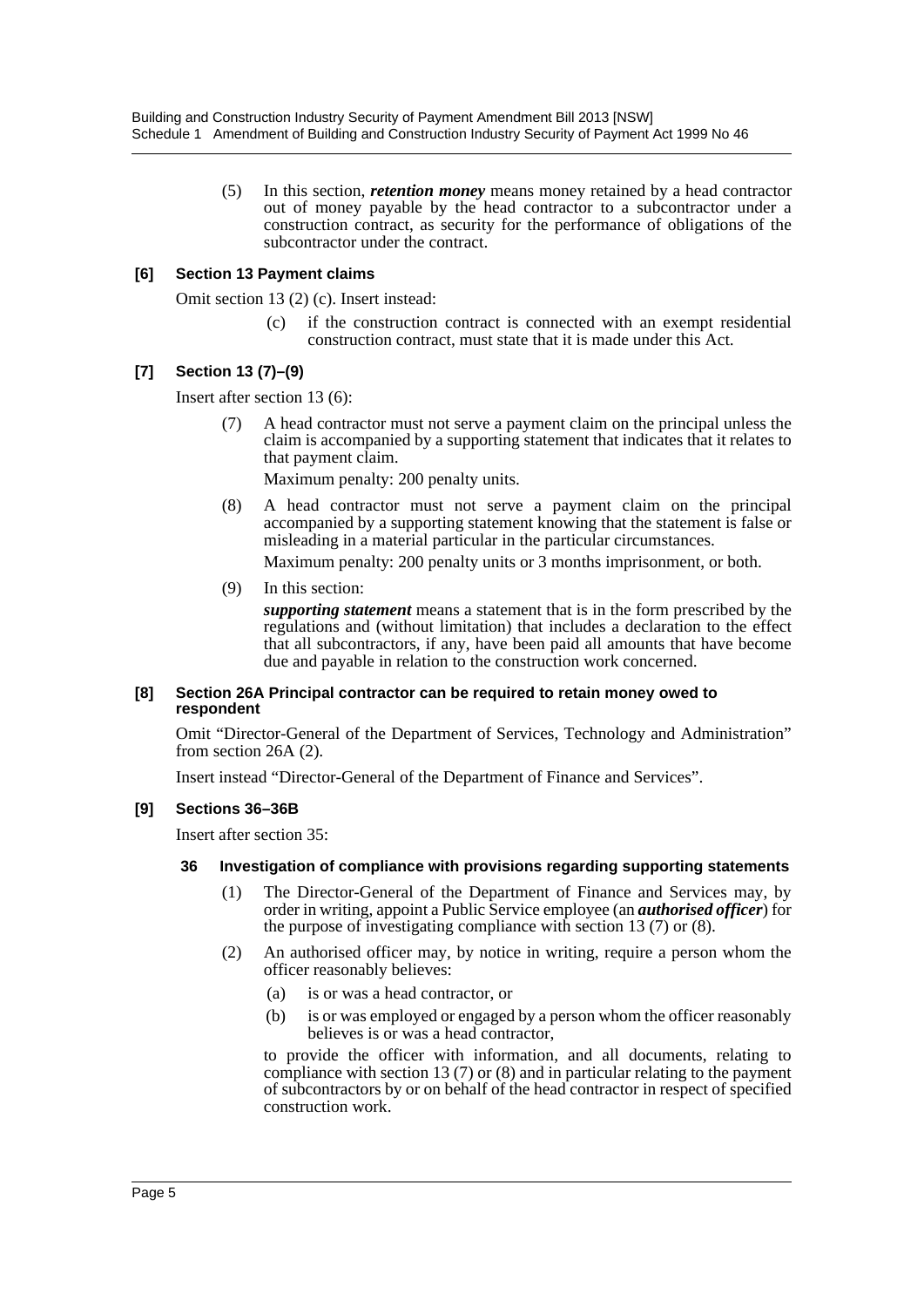(5) In this section, ***retention money*** means money retained by a head contractor out of money payable by the head contractor to a subcontractor under a construction contract, as security for the performance of obligations of the subcontractor under the contract.

**[6] Section 13 Payment claims**

Omit section 13 (2) (c). Insert instead:

(c) if the construction contract is connected with an exempt residential construction contract, must state that it is made under this Act.

**[7] Section 13 (7)–(9)**

Insert after section 13 (6):

(7) A head contractor must not serve a payment claim on the principal unless the claim is accompanied by a supporting statement that indicates that it relates to that payment claim.

Maximum penalty: 200 penalty units.

(8) A head contractor must not serve a payment claim on the principal accompanied by a supporting statement knowing that the statement is false or misleading in a material particular in the particular circumstances.

Maximum penalty: 200 penalty units or 3 months imprisonment, or both.

(9) In this section:

***supporting statement*** means a statement that is in the form prescribed by the regulations and (without limitation) that includes a declaration to the effect that all subcontractors, if any, have been paid all amounts that have become due and payable in relation to the construction work concerned.

**[8] Section 26A Principal contractor can be required to retain money owed to respondent**

Omit "Director-General of the Department of Services, Technology and Administration" from section 26A (2).

Insert instead "Director-General of the Department of Finance and Services".

**[9] Sections 36–36B**

Insert after section 35:

**36 Investigation of compliance with provisions regarding supporting statements**

(1) The Director-General of the Department of Finance and Services may, by order in writing, appoint a Public Service employee (an ***authorised officer***) for the purpose of investigating compliance with section 13 (7) or (8).

(2) An authorised officer may, by notice in writing, require a person whom the officer reasonably believes:

(a) is or was a head contractor, or

(b) is or was employed or engaged by a person whom the officer reasonably believes is or was a head contractor,

to provide the officer with information, and all documents, relating to compliance with section 13 (7) or (8) and in particular relating to the payment of subcontractors by or on behalf of the head contractor in respect of specified construction work.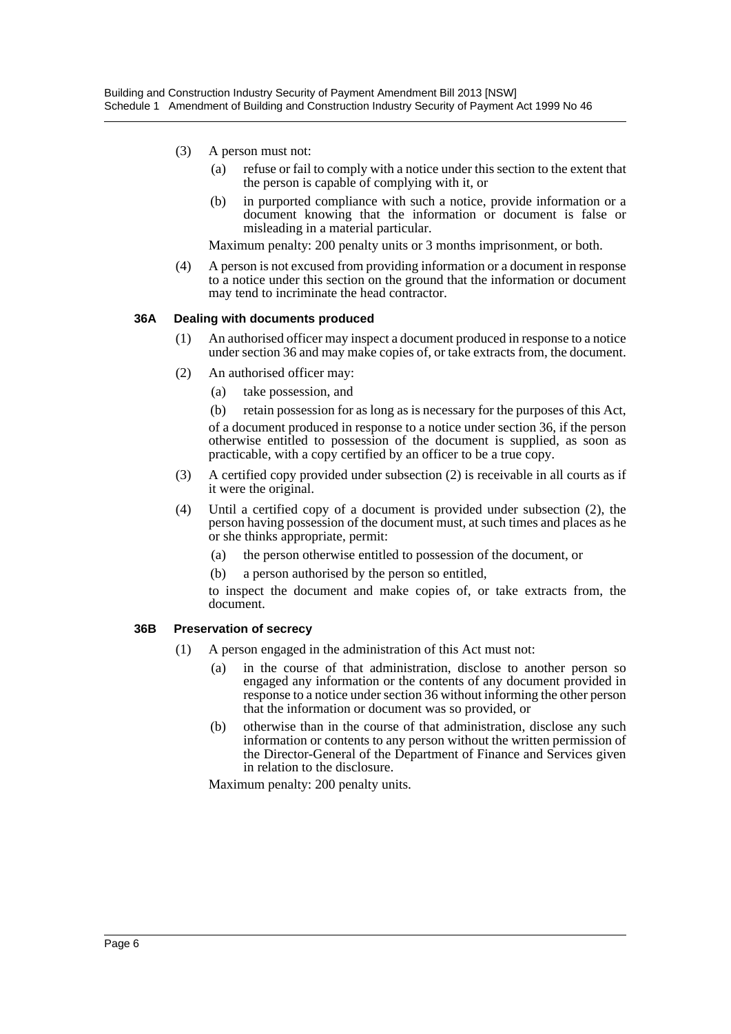(3) A person must not:

(a) refuse or fail to comply with a notice under this section to the extent that the person is capable of complying with it, or

(b) in purported compliance with such a notice, provide information or a document knowing that the information or document is false or misleading in a material particular.

Maximum penalty: 200 penalty units or 3 months imprisonment, or both.

(4) A person is not excused from providing information or a document in response to a notice under this section on the ground that the information or document may tend to incriminate the head contractor.

**36A Dealing with documents produced**

(1) An authorised officer may inspect a document produced in response to a notice under section 36 and may make copies of, or take extracts from, the document.

(2) An authorised officer may:

(a) take possession, and

(b) retain possession for as long as is necessary for the purposes of this Act,

of a document produced in response to a notice under section 36, if the person otherwise entitled to possession of the document is supplied, as soon as practicable, with a copy certified by an officer to be a true copy.

(3) A certified copy provided under subsection (2) is receivable in all courts as if it were the original.

(4) Until a certified copy of a document is provided under subsection (2), the person having possession of the document must, at such times and places as he or she thinks appropriate, permit:

(a) the person otherwise entitled to possession of the document, or

(b) a person authorised by the person so entitled,

to inspect the document and make copies of, or take extracts from, the document.

**36B Preservation of secrecy**

(1) A person engaged in the administration of this Act must not:

(a) in the course of that administration, disclose to another person so engaged any information or the contents of any document provided in response to a notice under section 36 without informing the other person that the information or document was so provided, or

(b) otherwise than in the course of that administration, disclose any such information or contents to any person without the written permission of the Director-General of the Department of Finance and Services given in relation to the disclosure.

Maximum penalty: 200 penalty units.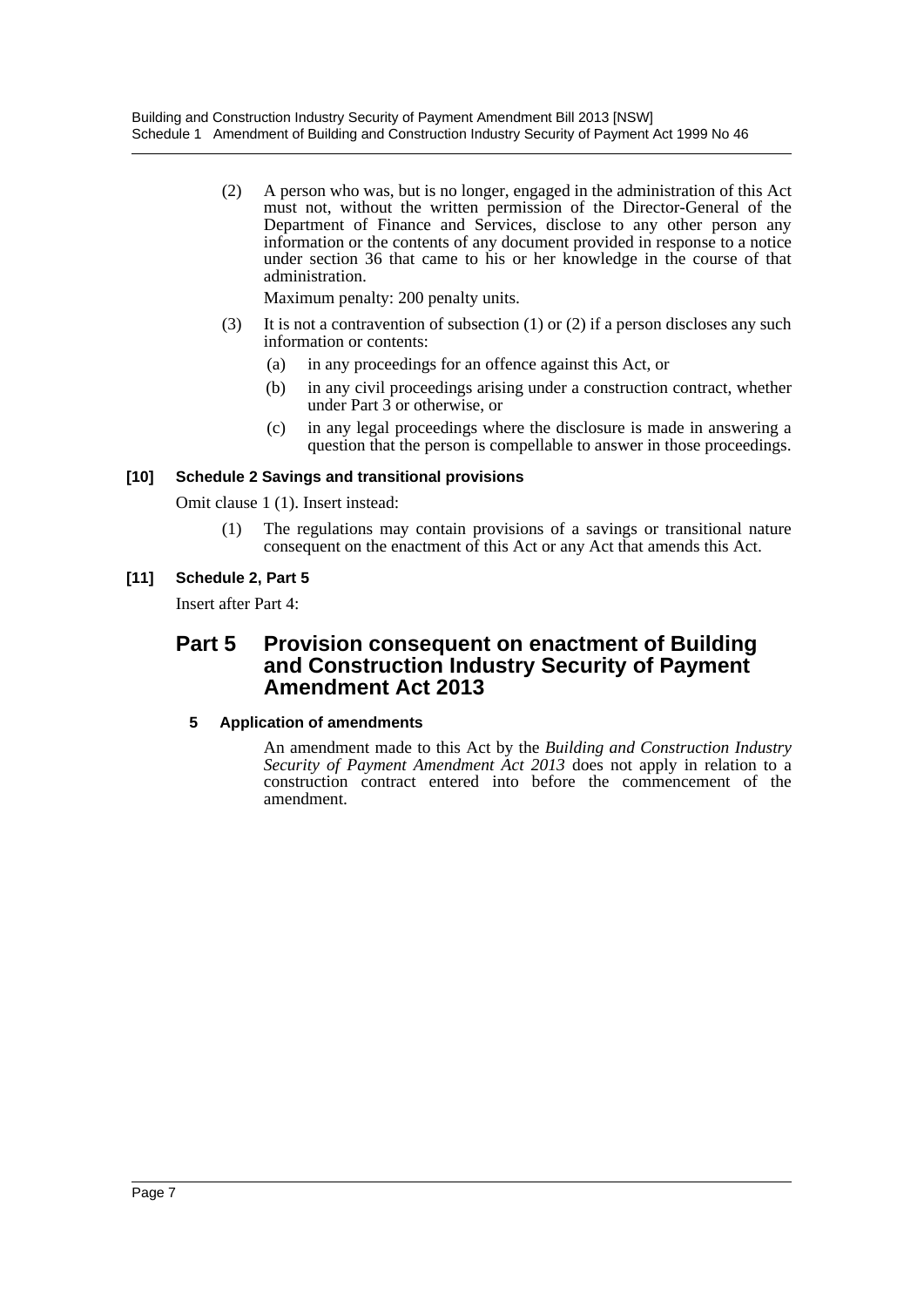(2) A person who was, but is no longer, engaged in the administration of this Act must not, without the written permission of the Director-General of the Department of Finance and Services, disclose to any other person any information or the contents of any document provided in response to a notice under section 36 that came to his or her knowledge in the course of that administration.

Maximum penalty: 200 penalty units.

(3) It is not a contravention of subsection (1) or (2) if a person discloses any such information or contents:

(a) in any proceedings for an offence against this Act, or

(b) in any civil proceedings arising under a construction contract, whether under Part 3 or otherwise, or

(c) in any legal proceedings where the disclosure is made in answering a question that the person is compellable to answer in those proceedings.

#### [10] Schedule 2 Savings and transitional provisions

Omit clause 1 (1). Insert instead:

(1) The regulations may contain provisions of a savings or transitional nature consequent on the enactment of this Act or any Act that amends this Act.

#### [11] Schedule 2, Part 5

Insert after Part 4:

## Part 5 Provision consequent on enactment of Building and Construction Industry Security of Payment Amendment Act 2013

#### 5 Application of amendments

An amendment made to this Act by the *Building and Construction Industry Security of Payment Amendment Act 2013* does not apply in relation to a construction contract entered into before the commencement of the amendment.